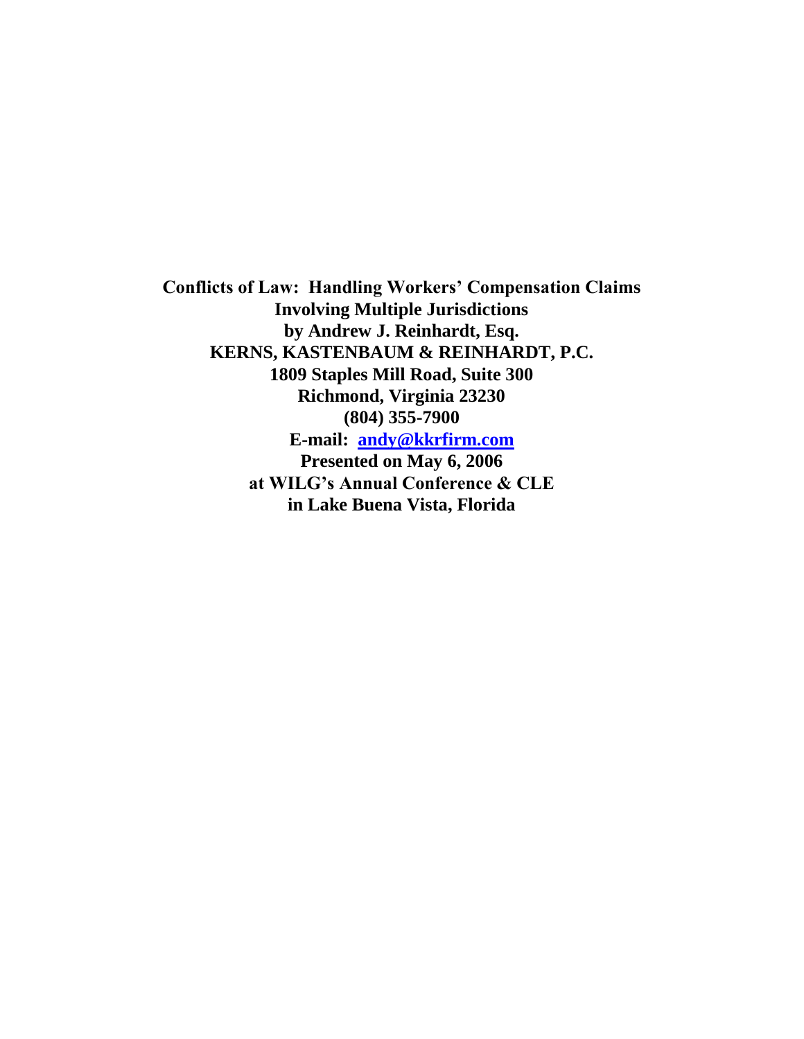# Conflicts of Law: Handling Workers' Compensation Claims Involving Multiple Jurisdictions

**by Andrew J. Reinhardt, Esq.**

**KERNS, KASTENBAUM & REINHARDT, P.C.**

**1809 Staples Mill Road, Suite 300**

**Richmond, Virginia 23230**

**(804) 355-7900**

**E-mail: andy@kkrfirm.com**

**Presented on May 6, 2006**

**at WILG's Annual Conference & CLE**

**in Lake Buena Vista, Florida**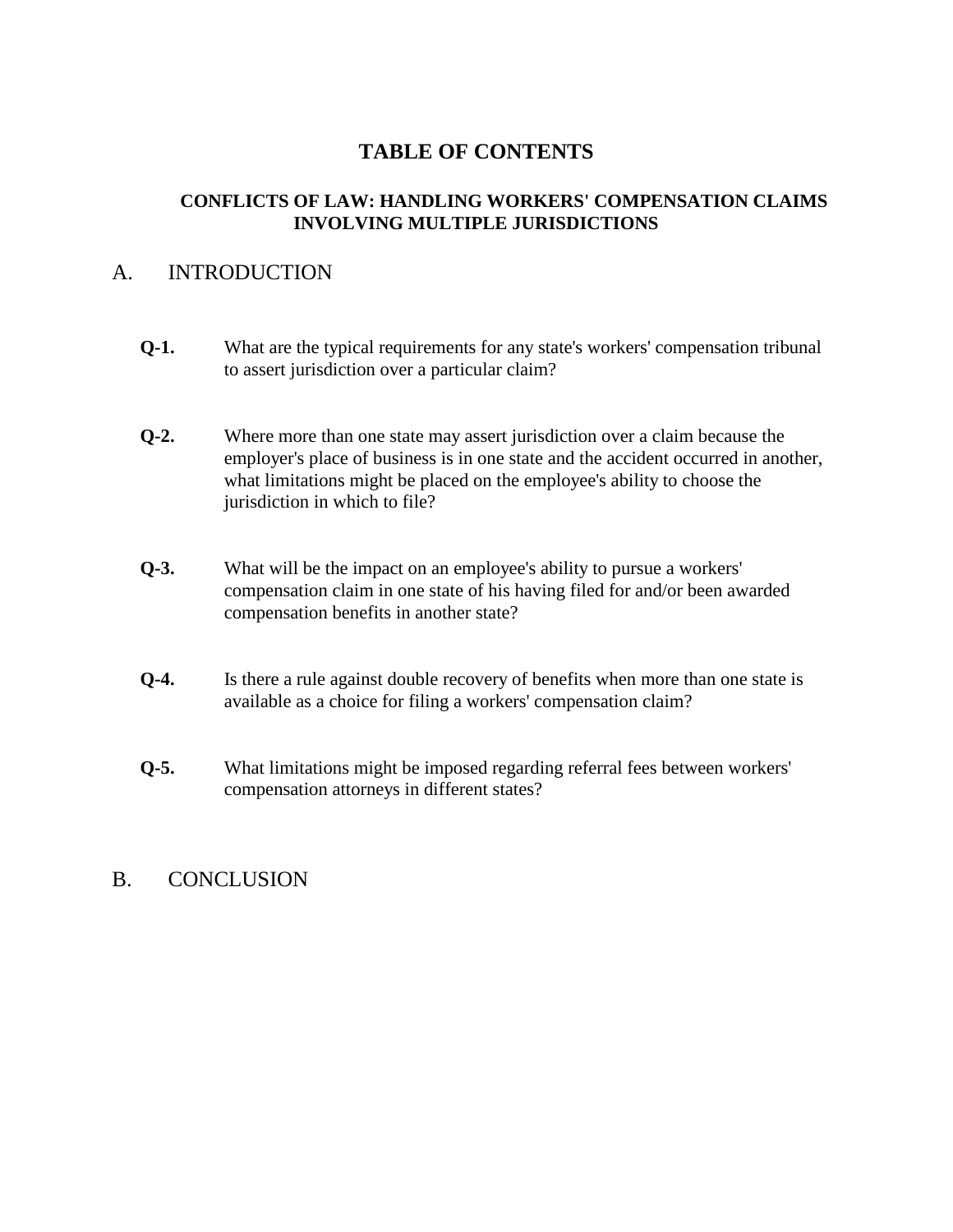# TABLE OF CONTENTS

## CONFLICTS OF LAW: HANDLING WORKERS' COMPENSATION CLAIMS INVOLVING MULTIPLE JURISDICTIONS

A. INTRODUCTION

**Q-1.** What are the typical requirements for any state's workers' compensation tribunal to assert jurisdiction over a particular claim?

**Q-2.** Where more than one state may assert jurisdiction over a claim because the employer's place of business is in one state and the accident occurred in another, what limitations might be placed on the employee's ability to choose the jurisdiction in which to file?

**Q-3.** What will be the impact on an employee's ability to pursue a workers' compensation claim in one state of his having filed for and/or been awarded compensation benefits in another state?

**Q-4.** Is there a rule against double recovery of benefits when more than one state is available as a choice for filing a workers' compensation claim?

**Q-5.** What limitations might be imposed regarding referral fees between workers' compensation attorneys in different states?

B. CONCLUSION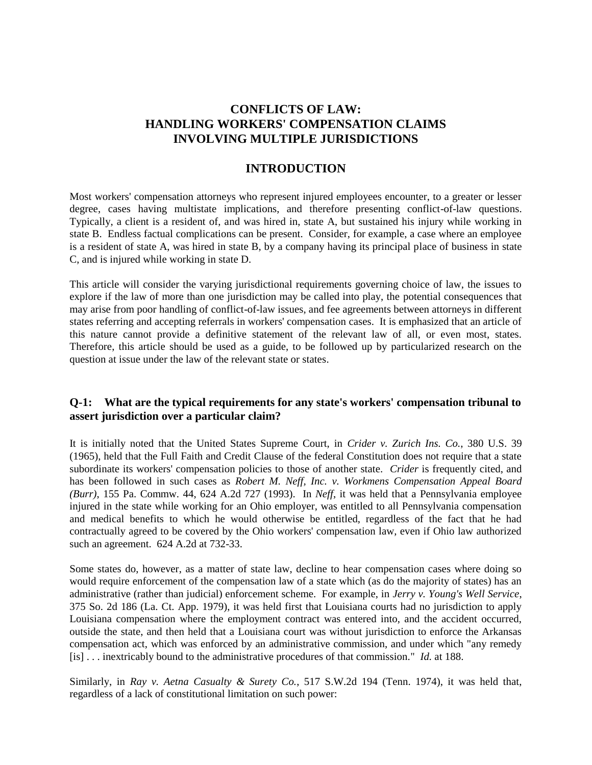# CONFLICTS OF LAW: HANDLING WORKERS' COMPENSATION CLAIMS INVOLVING MULTIPLE JURISDICTIONS

## INTRODUCTION

Most workers' compensation attorneys who represent injured employees encounter, to a greater or lesser degree, cases having multistate implications, and therefore presenting conflict-of-law questions. Typically, a client is a resident of, and was hired in, state A, but sustained his injury while working in state B. Endless factual complications can be present. Consider, for example, a case where an employee is a resident of state A, was hired in state B, by a company having its principal place of business in state C, and is injured while working in state D.

This article will consider the varying jurisdictional requirements governing choice of law, the issues to explore if the law of more than one jurisdiction may be called into play, the potential consequences that may arise from poor handling of conflict-of-law issues, and fee agreements between attorneys in different states referring and accepting referrals in workers' compensation cases. It is emphasized that an article of this nature cannot provide a definitive statement of the relevant law of all, or even most, states. Therefore, this article should be used as a guide, to be followed up by particularized research on the question at issue under the law of the relevant state or states.

### Q-1: What are the typical requirements for any state's workers' compensation tribunal to assert jurisdiction over a particular claim?

It is initially noted that the United States Supreme Court, in *Crider v. Zurich Ins. Co.*, 380 U.S. 39 (1965), held that the Full Faith and Credit Clause of the federal Constitution does not require that a state subordinate its workers' compensation policies to those of another state. *Crider* is frequently cited, and has been followed in such cases as *Robert M. Neff, Inc. v. Workmens Compensation Appeal Board (Burr)*, 155 Pa. Commw. 44, 624 A.2d 727 (1993). In *Neff*, it was held that a Pennsylvania employee injured in the state while working for an Ohio employer, was entitled to all Pennsylvania compensation and medical benefits to which he would otherwise be entitled, regardless of the fact that he had contractually agreed to be covered by the Ohio workers' compensation law, even if Ohio law authorized such an agreement. 624 A.2d at 732-33.

Some states do, however, as a matter of state law, decline to hear compensation cases where doing so would require enforcement of the compensation law of a state which (as do the majority of states) has an administrative (rather than judicial) enforcement scheme. For example, in *Jerry v. Young's Well Service*, 375 So. 2d 186 (La. Ct. App. 1979), it was held first that Louisiana courts had no jurisdiction to apply Louisiana compensation where the employment contract was entered into, and the accident occurred, outside the state, and then held that a Louisiana court was without jurisdiction to enforce the Arkansas compensation act, which was enforced by an administrative commission, and under which "any remedy [is] . . . inextricably bound to the administrative procedures of that commission." *Id.* at 188.

Similarly, in *Ray v. Aetna Casualty & Surety Co.,* 517 S.W.2d 194 (Tenn. 1974), it was held that, regardless of a lack of constitutional limitation on such power: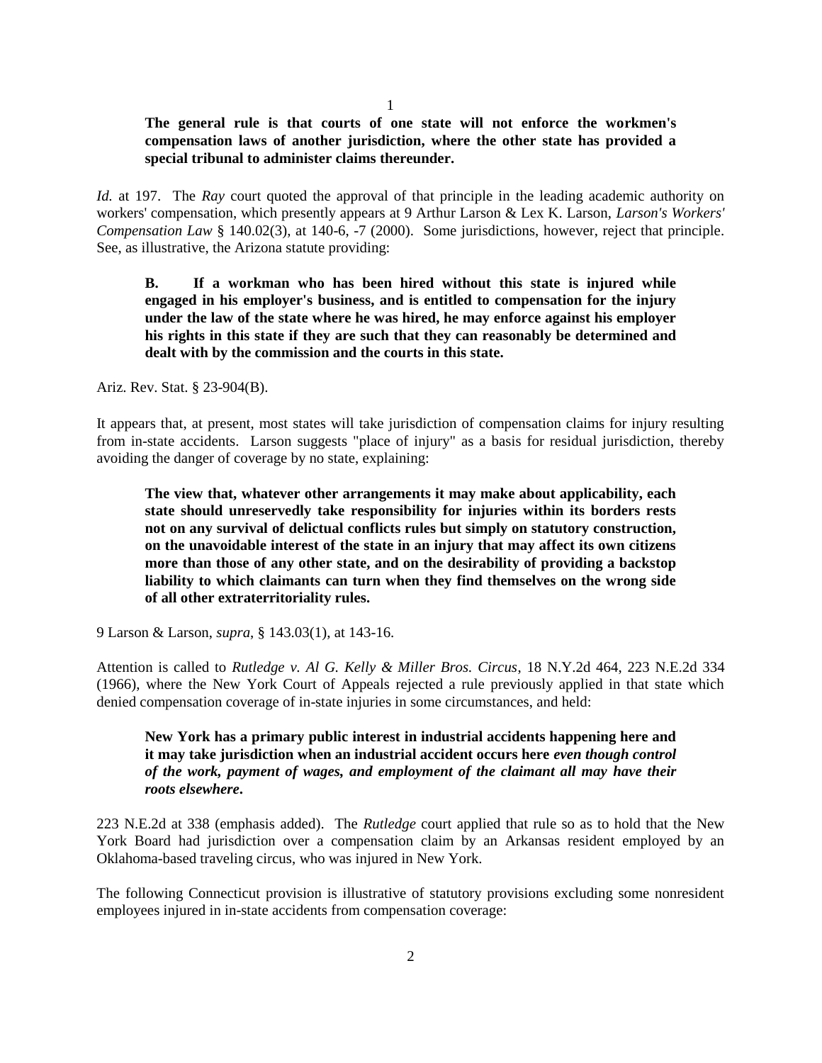> **The general rule is that courts of one state will not enforce the workmen's compensation laws of another jurisdiction, where the other state has provided a special tribunal to administer claims thereunder.**

*Id.* at 197. The *Ray* court quoted the approval of that principle in the leading academic authority on workers' compensation, which presently appears at 9 Arthur Larson & Lex K. Larson, *Larson's Workers' Compensation Law* § 140.02(3), at 140-6, -7 (2000). Some jurisdictions, however, reject that principle. See, as illustrative, the Arizona statute providing:

> **B. If a workman who has been hired without this state is injured while engaged in his employer's business, and is entitled to compensation for the injury under the law of the state where he was hired, he may enforce against his employer his rights in this state if they are such that they can reasonably be determined and dealt with by the commission and the courts in this state.**

Ariz. Rev. Stat. § 23-904(B).

It appears that, at present, most states will take jurisdiction of compensation claims for injury resulting from in-state accidents. Larson suggests "place of injury" as a basis for residual jurisdiction, thereby avoiding the danger of coverage by no state, explaining:

> **The view that, whatever other arrangements it may make about applicability, each state should unreservedly take responsibility for injuries within its borders rests not on any survival of delictual conflicts rules but simply on statutory construction, on the unavoidable interest of the state in an injury that may affect its own citizens more than those of any other state, and on the desirability of providing a backstop liability to which claimants can turn when they find themselves on the wrong side of all other extraterritoriality rules.**

9 Larson & Larson, *supra*, § 143.03(1), at 143-16.

Attention is called to *Rutledge v. Al G. Kelly & Miller Bros. Circus*, 18 N.Y.2d 464, 223 N.E.2d 334 (1966), where the New York Court of Appeals rejected a rule previously applied in that state which denied compensation coverage of in-state injuries in some circumstances, and held:

> **New York has a primary public interest in industrial accidents happening here and it may take jurisdiction when an industrial accident occurs here *even though control of the work, payment of wages, and employment of the claimant all may have their roots elsewhere*.**

223 N.E.2d at 338 (emphasis added). The *Rutledge* court applied that rule so as to hold that the New York Board had jurisdiction over a compensation claim by an Arkansas resident employed by an Oklahoma-based traveling circus, who was injured in New York.

The following Connecticut provision is illustrative of statutory provisions excluding some nonresident employees injured in in-state accidents from compensation coverage: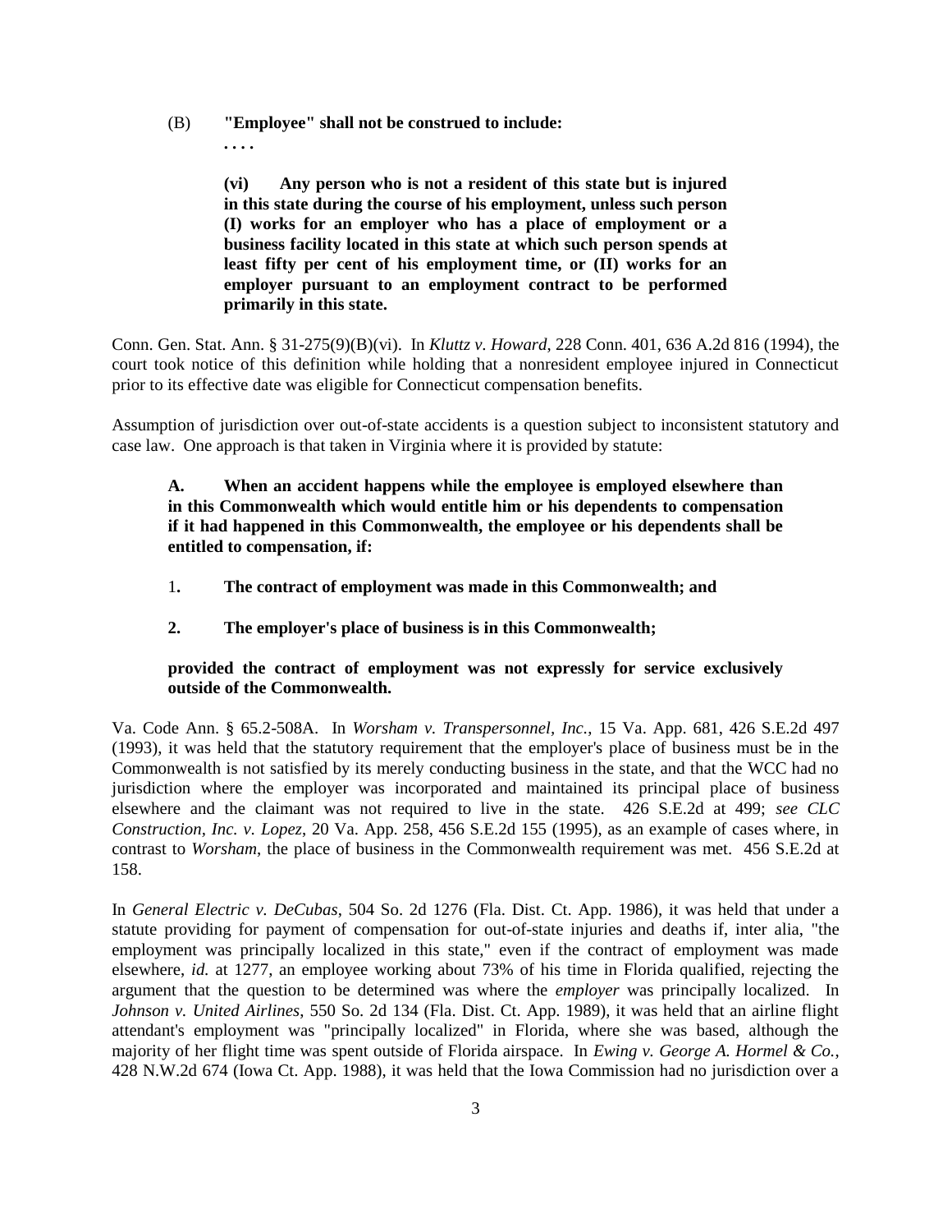(B) **"Employee" shall not be construed to include:**

**. . . .**

> **(vi) Any person who is not a resident of this state but is injured in this state during the course of his employment, unless such person (I) works for an employer who has a place of employment or a business facility located in this state at which such person spends at least fifty per cent of his employment time, or (II) works for an employer pursuant to an employment contract to be performed primarily in this state.**

Conn. Gen. Stat. Ann. § 31-275(9)(B)(vi). In *Kluttz v. Howard*, 228 Conn. 401, 636 A.2d 816 (1994), the court took notice of this definition while holding that a nonresident employee injured in Connecticut prior to its effective date was eligible for Connecticut compensation benefits.

Assumption of jurisdiction over out-of-state accidents is a question subject to inconsistent statutory and case law. One approach is that taken in Virginia where it is provided by statute:

> **A. When an accident happens while the employee is employed elsewhere than in this Commonwealth which would entitle him or his dependents to compensation if it had happened in this Commonwealth, the employee or his dependents shall be entitled to compensation, if:**
>
> 1**. The contract of employment was made in this Commonwealth; and**
>
> **2. The employer's place of business is in this Commonwealth;**
>
> **provided the contract of employment was not expressly for service exclusively outside of the Commonwealth.**

Va. Code Ann. § 65.2-508A. In *Worsham v. Transpersonnel, Inc.*, 15 Va. App. 681, 426 S.E.2d 497 (1993), it was held that the statutory requirement that the employer's place of business must be in the Commonwealth is not satisfied by its merely conducting business in the state, and that the WCC had no jurisdiction where the employer was incorporated and maintained its principal place of business elsewhere and the claimant was not required to live in the state. 426 S.E.2d at 499; *see CLC Construction, Inc. v. Lopez*, 20 Va. App. 258, 456 S.E.2d 155 (1995), as an example of cases where, in contrast to *Worsham*, the place of business in the Commonwealth requirement was met. 456 S.E.2d at 158.

In *General Electric v. DeCubas*, 504 So. 2d 1276 (Fla. Dist. Ct. App. 1986), it was held that under a statute providing for payment of compensation for out-of-state injuries and deaths if, inter alia, "the employment was principally localized in this state," even if the contract of employment was made elsewhere, *id.* at 1277, an employee working about 73% of his time in Florida qualified, rejecting the argument that the question to be determined was where the *employer* was principally localized. In *Johnson v. United Airlines*, 550 So. 2d 134 (Fla. Dist. Ct. App. 1989), it was held that an airline flight attendant's employment was "principally localized" in Florida, where she was based, although the majority of her flight time was spent outside of Florida airspace. In *Ewing v. George A. Hormel & Co.*, 428 N.W.2d 674 (Iowa Ct. App. 1988), it was held that the Iowa Commission had no jurisdiction over a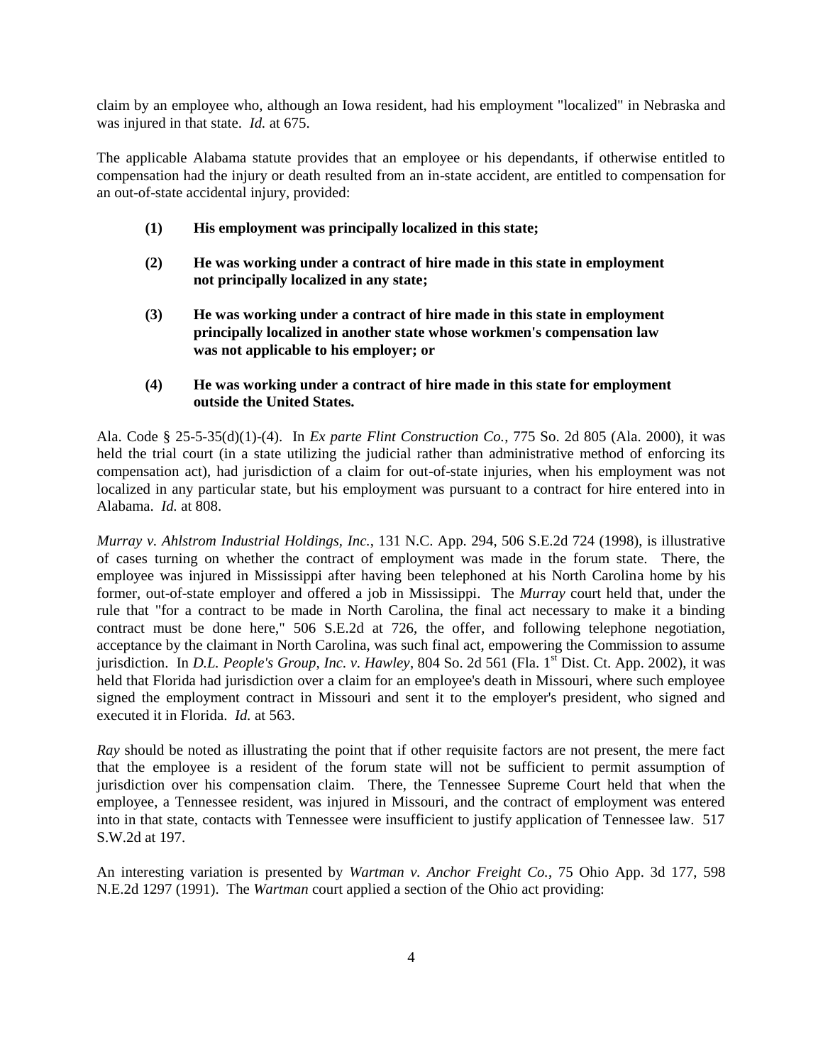claim by an employee who, although an Iowa resident, had his employment "localized" in Nebraska and was injured in that state. *Id.* at 675.

The applicable Alabama statute provides that an employee or his dependants, if otherwise entitled to compensation had the injury or death resulted from an in-state accident, are entitled to compensation for an out-of-state accidental injury, provided:

> **(1) His employment was principally localized in this state;**
>
> **(2) He was working under a contract of hire made in this state in employment not principally localized in any state;**
>
> **(3) He was working under a contract of hire made in this state in employment principally localized in another state whose workmen's compensation law was not applicable to his employer; or**
>
> **(4) He was working under a contract of hire made in this state for employment outside the United States.**

Ala. Code § 25-5-35(d)(1)-(4). In *Ex parte Flint Construction Co.*, 775 So. 2d 805 (Ala. 2000), it was held the trial court (in a state utilizing the judicial rather than administrative method of enforcing its compensation act), had jurisdiction of a claim for out-of-state injuries, when his employment was not localized in any particular state, but his employment was pursuant to a contract for hire entered into in Alabama. *Id.* at 808.

*Murray v. Ahlstrom Industrial Holdings, Inc.*, 131 N.C. App. 294, 506 S.E.2d 724 (1998), is illustrative of cases turning on whether the contract of employment was made in the forum state. There, the employee was injured in Mississippi after having been telephoned at his North Carolina home by his former, out-of-state employer and offered a job in Mississippi. The *Murray* court held that, under the rule that "for a contract to be made in North Carolina, the final act necessary to make it a binding contract must be done here," 506 S.E.2d at 726, the offer, and following telephone negotiation, acceptance by the claimant in North Carolina, was such final act, empowering the Commission to assume jurisdiction. In *D.L. People's Group, Inc. v. Hawley*, 804 So. 2d 561 (Fla. 1st Dist. Ct. App. 2002), it was held that Florida had jurisdiction over a claim for an employee's death in Missouri, where such employee signed the employment contract in Missouri and sent it to the employer's president, who signed and executed it in Florida. *Id.* at 563.

*Ray* should be noted as illustrating the point that if other requisite factors are not present, the mere fact that the employee is a resident of the forum state will not be sufficient to permit assumption of jurisdiction over his compensation claim. There, the Tennessee Supreme Court held that when the employee, a Tennessee resident, was injured in Missouri, and the contract of employment was entered into in that state, contacts with Tennessee were insufficient to justify application of Tennessee law. 517 S.W.2d at 197.

An interesting variation is presented by *Wartman v. Anchor Freight Co.*, 75 Ohio App. 3d 177, 598 N.E.2d 1297 (1991). The *Wartman* court applied a section of the Ohio act providing: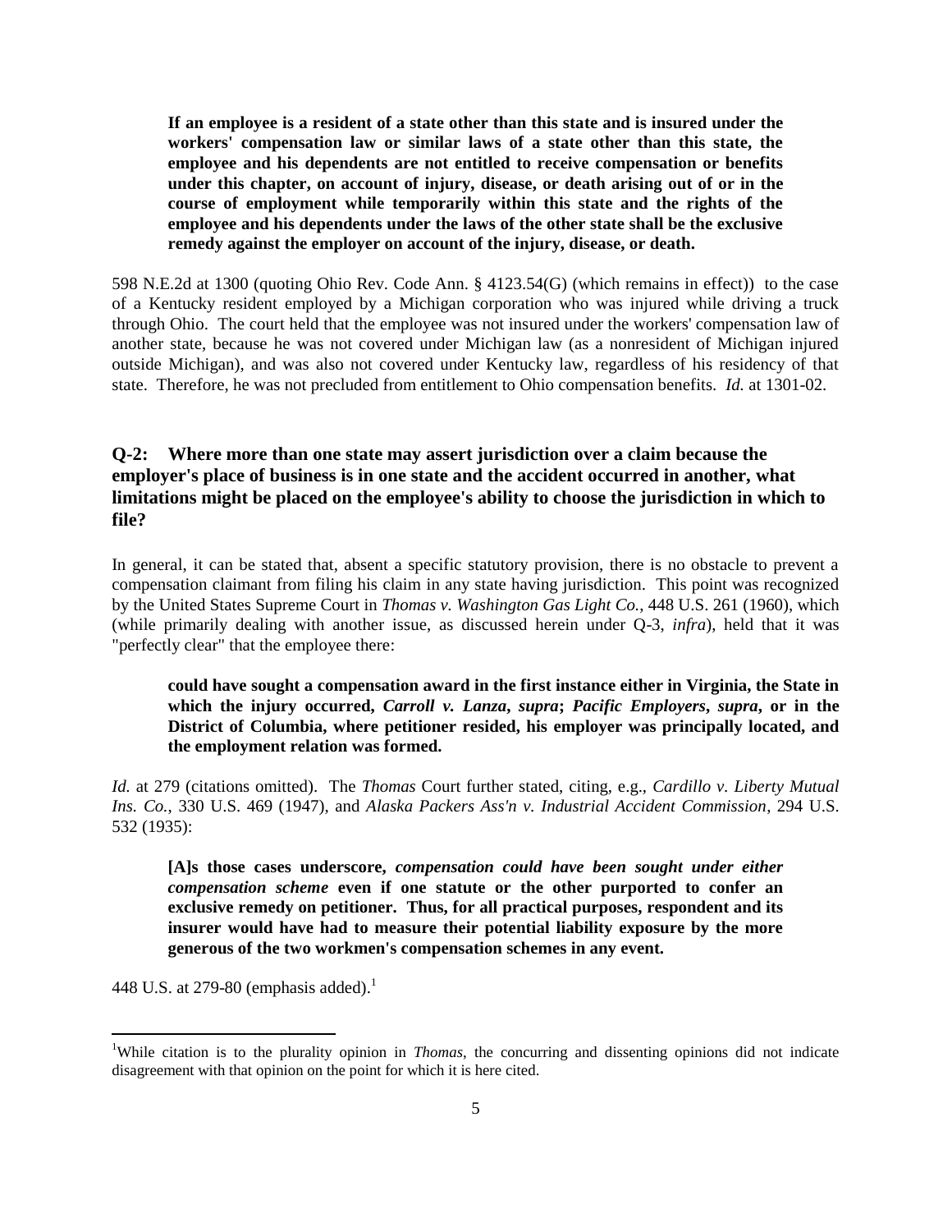> **If an employee is a resident of a state other than this state and is insured under the workers' compensation law or similar laws of a state other than this state, the employee and his dependents are not entitled to receive compensation or benefits under this chapter, on account of injury, disease, or death arising out of or in the course of employment while temporarily within this state and the rights of the employee and his dependents under the laws of the other state shall be the exclusive remedy against the employer on account of the injury, disease, or death.**

598 N.E.2d at 1300 (quoting Ohio Rev. Code Ann. § 4123.54(G) (which remains in effect)) to the case of a Kentucky resident employed by a Michigan corporation who was injured while driving a truck through Ohio. The court held that the employee was not insured under the workers' compensation law of another state, because he was not covered under Michigan law (as a nonresident of Michigan injured outside Michigan), and was also not covered under Kentucky law, regardless of his residency of that state. Therefore, he was not precluded from entitlement to Ohio compensation benefits. *Id.* at 1301-02.

### Q-2: Where more than one state may assert jurisdiction over a claim because the employer's place of business is in one state and the accident occurred in another, what limitations might be placed on the employee's ability to choose the jurisdiction in which to file?

In general, it can be stated that, absent a specific statutory provision, there is no obstacle to prevent a compensation claimant from filing his claim in any state having jurisdiction. This point was recognized by the United States Supreme Court in *Thomas v. Washington Gas Light Co.*, 448 U.S. 261 (1960), which (while primarily dealing with another issue, as discussed herein under Q-3, *infra*), held that it was "perfectly clear" that the employee there:

> **could have sought a compensation award in the first instance either in Virginia, the State in which the injury occurred, *Carroll v. Lanza*, *supra*; *Pacific Employers*, *supra*, or in the District of Columbia, where petitioner resided, his employer was principally located, and the employment relation was formed.**

*Id.* at 279 (citations omitted). The *Thomas* Court further stated, citing, e.g., *Cardillo v. Liberty Mutual Ins. Co.*, 330 U.S. 469 (1947), and *Alaska Packers Ass'n v. Industrial Accident Commission*, 294 U.S. 532 (1935):

> **[A]s those cases underscore, *compensation could have been sought under either compensation scheme* even if one statute or the other purported to confer an exclusive remedy on petitioner. Thus, for all practical purposes, respondent and its insurer would have had to measure their potential liability exposure by the more generous of the two workmen's compensation schemes in any event.**

448 U.S. at 279-80 (emphasis added).[1]

---

[1]While citation is to the plurality opinion in *Thomas*, the concurring and dissenting opinions did not indicate disagreement with that opinion on the point for which it is here cited.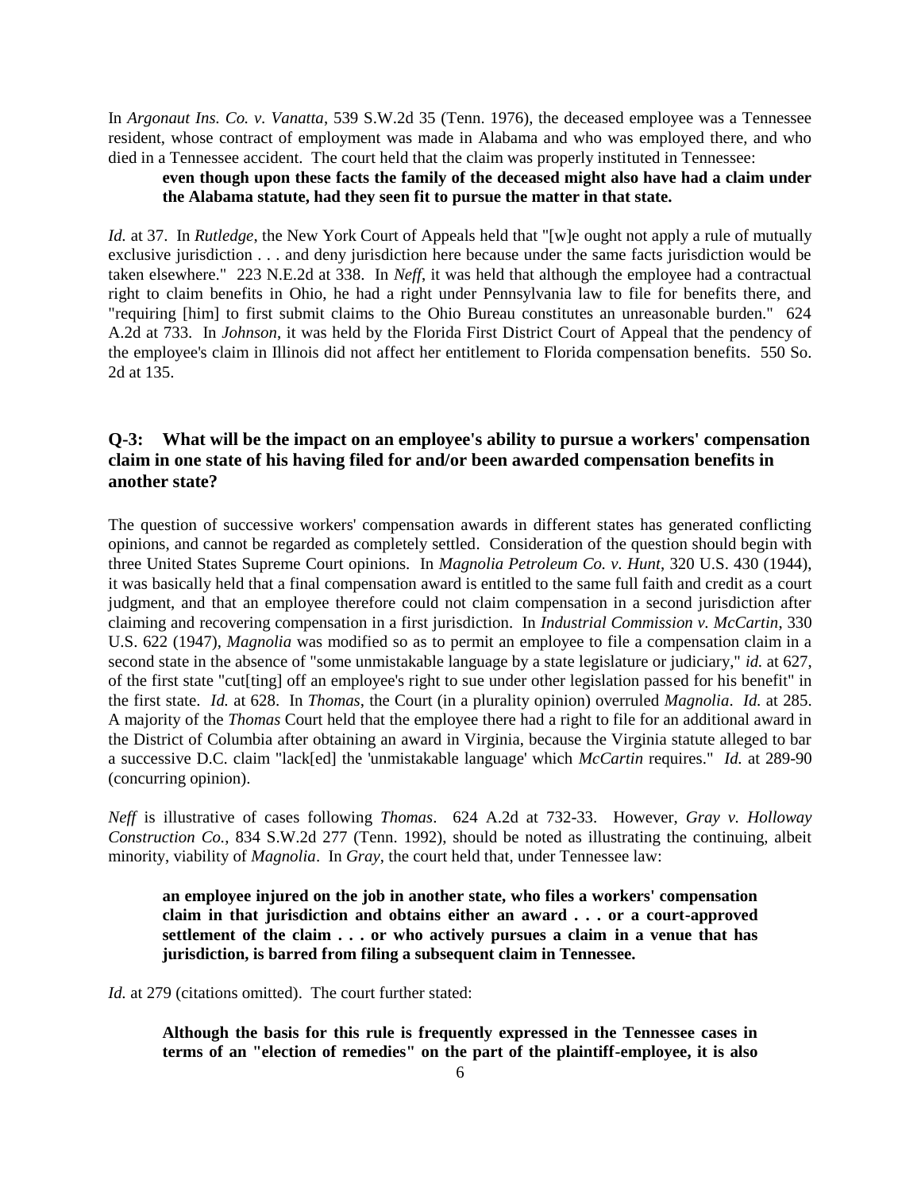In *Argonaut Ins. Co. v. Vanatta*, 539 S.W.2d 35 (Tenn. 1976), the deceased employee was a Tennessee resident, whose contract of employment was made in Alabama and who was employed there, and who died in a Tennessee accident. The court held that the claim was properly instituted in Tennessee:

> **even though upon these facts the family of the deceased might also have had a claim under the Alabama statute, had they seen fit to pursue the matter in that state.**

*Id.* at 37. In *Rutledge*, the New York Court of Appeals held that "[w]e ought not apply a rule of mutually exclusive jurisdiction . . . and deny jurisdiction here because under the same facts jurisdiction would be taken elsewhere." 223 N.E.2d at 338. In *Neff*, it was held that although the employee had a contractual right to claim benefits in Ohio, he had a right under Pennsylvania law to file for benefits there, and "requiring [him] to first submit claims to the Ohio Bureau constitutes an unreasonable burden." 624 A.2d at 733. In *Johnson*, it was held by the Florida First District Court of Appeal that the pendency of the employee's claim in Illinois did not affect her entitlement to Florida compensation benefits. 550 So. 2d at 135.

## Q-3: What will be the impact on an employee's ability to pursue a workers' compensation claim in one state of his having filed for and/or been awarded compensation benefits in another state?

The question of successive workers' compensation awards in different states has generated conflicting opinions, and cannot be regarded as completely settled. Consideration of the question should begin with three United States Supreme Court opinions. In *Magnolia Petroleum Co. v. Hunt*, 320 U.S. 430 (1944), it was basically held that a final compensation award is entitled to the same full faith and credit as a court judgment, and that an employee therefore could not claim compensation in a second jurisdiction after claiming and recovering compensation in a first jurisdiction. In *Industrial Commission v. McCartin*, 330 U.S. 622 (1947), *Magnolia* was modified so as to permit an employee to file a compensation claim in a second state in the absence of "some unmistakable language by a state legislature or judiciary," *id.* at 627, of the first state "cut[ting] off an employee's right to sue under other legislation passed for his benefit" in the first state. *Id.* at 628. In *Thomas*, the Court (in a plurality opinion) overruled *Magnolia*. *Id.* at 285. A majority of the *Thomas* Court held that the employee there had a right to file for an additional award in the District of Columbia after obtaining an award in Virginia, because the Virginia statute alleged to bar a successive D.C. claim "lack[ed] the 'unmistakable language' which *McCartin* requires." *Id.* at 289-90 (concurring opinion).

*Neff* is illustrative of cases following *Thomas*. 624 A.2d at 732-33. However, *Gray v. Holloway Construction Co.*, 834 S.W.2d 277 (Tenn. 1992), should be noted as illustrating the continuing, albeit minority, viability of *Magnolia*. In *Gray*, the court held that, under Tennessee law:

> **an employee injured on the job in another state, who files a workers' compensation claim in that jurisdiction and obtains either an award . . . or a court-approved settlement of the claim . . . or who actively pursues a claim in a venue that has jurisdiction, is barred from filing a subsequent claim in Tennessee.**

*Id.* at 279 (citations omitted). The court further stated:

> **Although the basis for this rule is frequently expressed in the Tennessee cases in terms of an "election of remedies" on the part of the plaintiff-employee, it is also**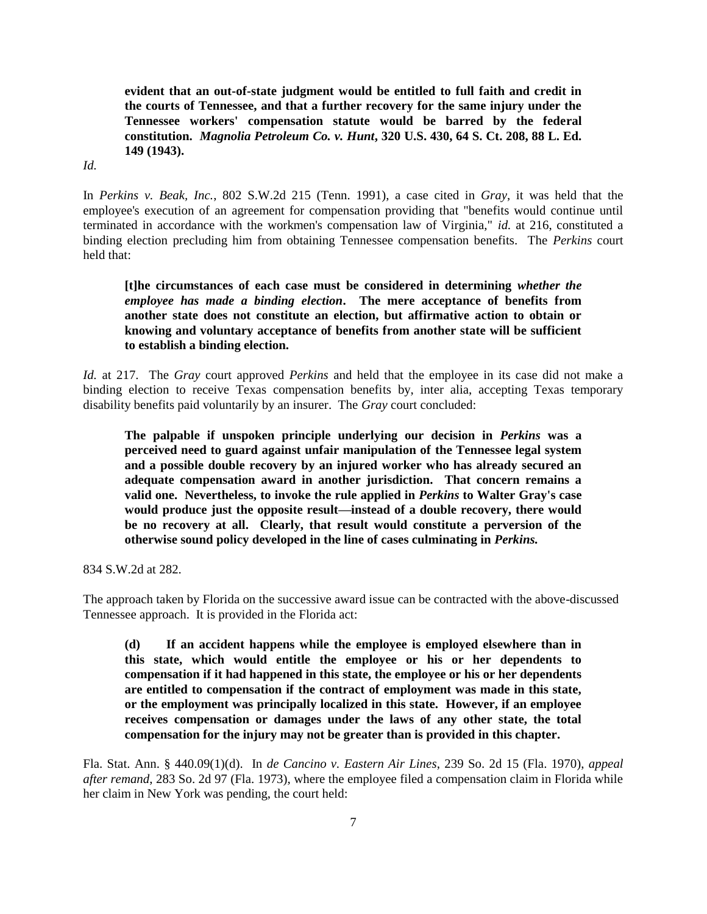> **evident that an out-of-state judgment would be entitled to full faith and credit in the courts of Tennessee, and that a further recovery for the same injury under the Tennessee workers' compensation statute would be barred by the federal constitution. *Magnolia Petroleum Co. v. Hunt*, 320 U.S. 430, 64 S. Ct. 208, 88 L. Ed. 149 (1943).**

*Id.*

In *Perkins v. Beak, Inc.*, 802 S.W.2d 215 (Tenn. 1991), a case cited in *Gray*, it was held that the employee's execution of an agreement for compensation providing that "benefits would continue until terminated in accordance with the workmen's compensation law of Virginia," *id.* at 216, constituted a binding election precluding him from obtaining Tennessee compensation benefits. The *Perkins* court held that:

> **[t]he circumstances of each case must be considered in determining *whether the employee has made a binding election*. The mere acceptance of benefits from another state does not constitute an election, but affirmative action to obtain or knowing and voluntary acceptance of benefits from another state will be sufficient to establish a binding election.**

*Id.* at 217. The *Gray* court approved *Perkins* and held that the employee in its case did not make a binding election to receive Texas compensation benefits by, inter alia, accepting Texas temporary disability benefits paid voluntarily by an insurer. The *Gray* court concluded:

> **The palpable if unspoken principle underlying our decision in *Perkins* was a perceived need to guard against unfair manipulation of the Tennessee legal system and a possible double recovery by an injured worker who has already secured an adequate compensation award in another jurisdiction. That concern remains a valid one. Nevertheless, to invoke the rule applied in *Perkins* to Walter Gray's case would produce just the opposite result—instead of a double recovery, there would be no recovery at all. Clearly, that result would constitute a perversion of the otherwise sound policy developed in the line of cases culminating in *Perkins.***

834 S.W.2d at 282.

The approach taken by Florida on the successive award issue can be contracted with the above-discussed Tennessee approach. It is provided in the Florida act:

> **(d) If an accident happens while the employee is employed elsewhere than in this state, which would entitle the employee or his or her dependents to compensation if it had happened in this state, the employee or his or her dependents are entitled to compensation if the contract of employment was made in this state, or the employment was principally localized in this state. However, if an employee receives compensation or damages under the laws of any other state, the total compensation for the injury may not be greater than is provided in this chapter.**

Fla. Stat. Ann. § 440.09(1)(d). In *de Cancino v. Eastern Air Lines*, 239 So. 2d 15 (Fla. 1970), *appeal after remand*, 283 So. 2d 97 (Fla. 1973), where the employee filed a compensation claim in Florida while her claim in New York was pending, the court held: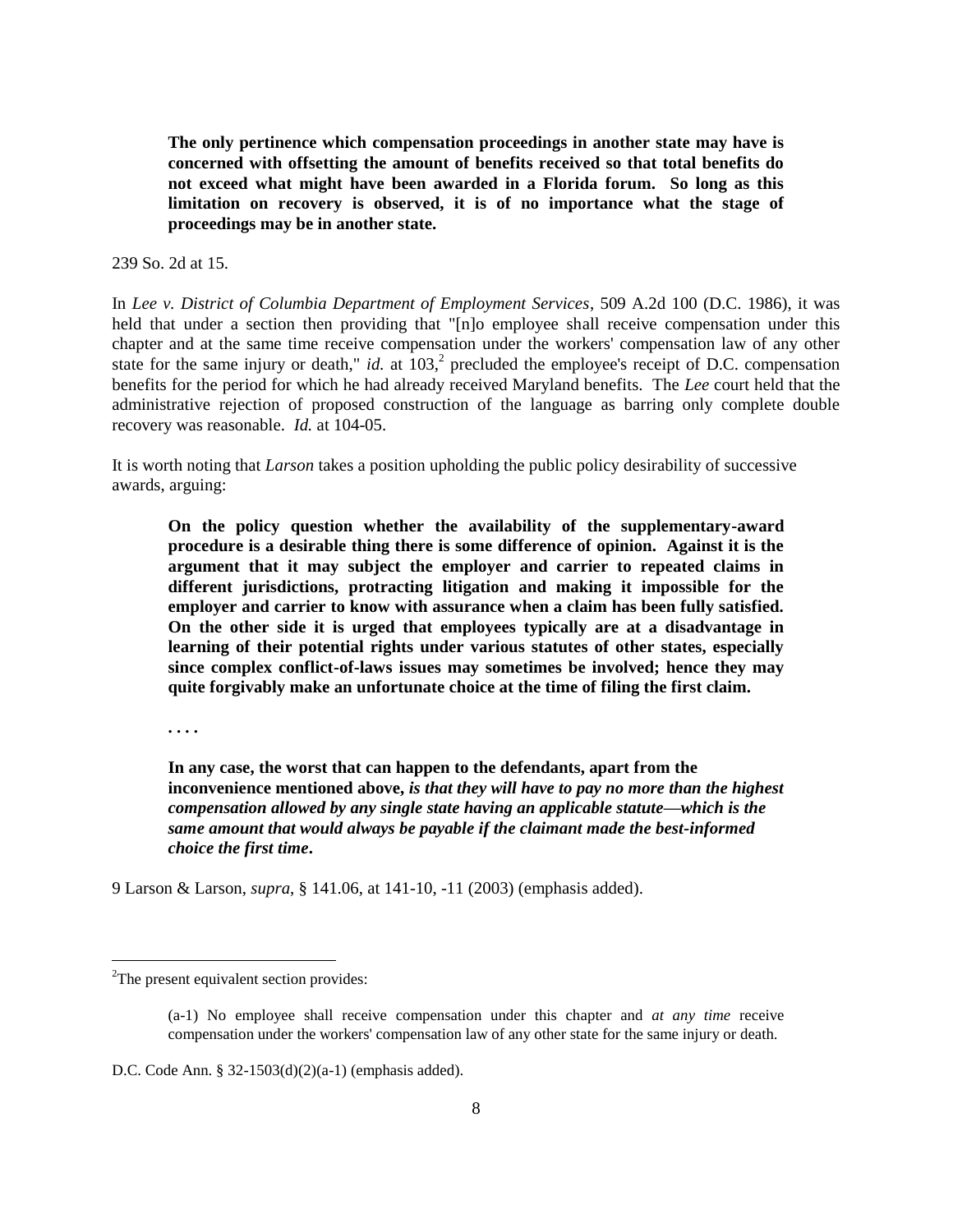> **The only pertinence which compensation proceedings in another state may have is concerned with offsetting the amount of benefits received so that total benefits do not exceed what might have been awarded in a Florida forum. So long as this limitation on recovery is observed, it is of no importance what the stage of proceedings may be in another state.**

239 So. 2d at 15.

In *Lee v. District of Columbia Department of Employment Services*, 509 A.2d 100 (D.C. 1986), it was held that under a section then providing that "[n]o employee shall receive compensation under this chapter and at the same time receive compensation under the workers' compensation law of any other state for the same injury or death," *id.* at 103,[2] precluded the employee's receipt of D.C. compensation benefits for the period for which he had already received Maryland benefits. The *Lee* court held that the administrative rejection of proposed construction of the language as barring only complete double recovery was reasonable. *Id.* at 104-05.

It is worth noting that *Larson* takes a position upholding the public policy desirability of successive awards, arguing:

> **On the policy question whether the availability of the supplementary-award procedure is a desirable thing there is some difference of opinion. Against it is the argument that it may subject the employer and carrier to repeated claims in different jurisdictions, protracting litigation and making it impossible for the employer and carrier to know with assurance when a claim has been fully satisfied. On the other side it is urged that employees typically are at a disadvantage in learning of their potential rights under various statutes of other states, especially since complex conflict-of-laws issues may sometimes be involved; hence they may quite forgivably make an unfortunate choice at the time of filing the first claim.**
>
> **. . . .**
>
> **In any case, the worst that can happen to the defendants, apart from the inconvenience mentioned above, *is that they will have to pay no more than the highest compensation allowed by any single state having an applicable statute—which is the same amount that would always be payable if the claimant made the best-informed choice the first time*.**

9 Larson & Larson, *supra*, § 141.06, at 141-10, -11 (2003) (emphasis added).

---

[2] The present equivalent section provides:

> (a-1) No employee shall receive compensation under this chapter and *at any time* receive compensation under the workers' compensation law of any other state for the same injury or death.

D.C. Code Ann. § 32-1503(d)(2)(a-1) (emphasis added).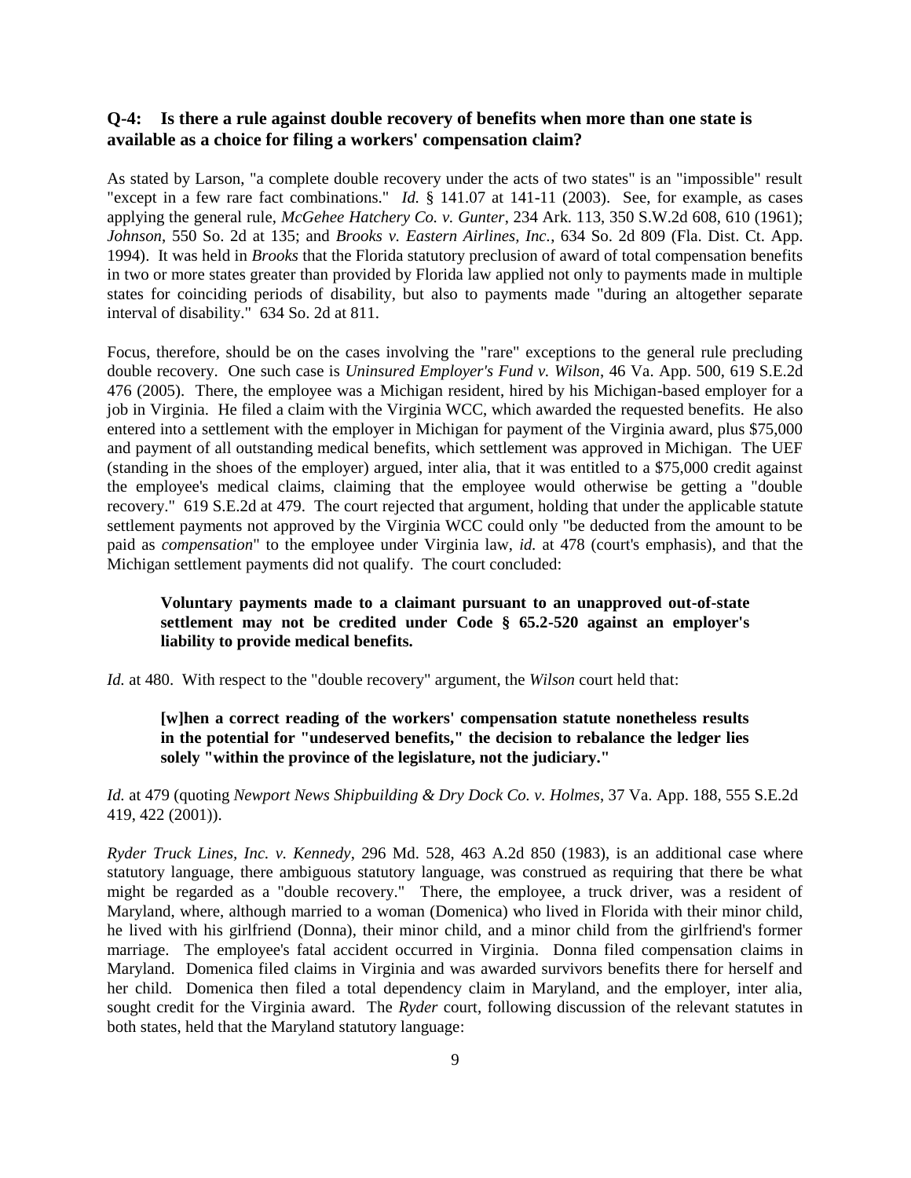### Q-4: Is there a rule against double recovery of benefits when more than one state is available as a choice for filing a workers' compensation claim?

As stated by Larson, "a complete double recovery under the acts of two states" is an "impossible" result "except in a few rare fact combinations." *Id.* § 141.07 at 141-11 (2003). See, for example, as cases applying the general rule, *McGehee Hatchery Co. v. Gunter*, 234 Ark. 113, 350 S.W.2d 608, 610 (1961); *Johnson*, 550 So. 2d at 135; and *Brooks v. Eastern Airlines, Inc.*, 634 So. 2d 809 (Fla. Dist. Ct. App. 1994). It was held in *Brooks* that the Florida statutory preclusion of award of total compensation benefits in two or more states greater than provided by Florida law applied not only to payments made in multiple states for coinciding periods of disability, but also to payments made "during an altogether separate interval of disability." 634 So. 2d at 811.

Focus, therefore, should be on the cases involving the "rare" exceptions to the general rule precluding double recovery. One such case is *Uninsured Employer's Fund v. Wilson*, 46 Va. App. 500, 619 S.E.2d 476 (2005). There, the employee was a Michigan resident, hired by his Michigan-based employer for a job in Virginia. He filed a claim with the Virginia WCC, which awarded the requested benefits. He also entered into a settlement with the employer in Michigan for payment of the Virginia award, plus $75,000 and payment of all outstanding medical benefits, which settlement was approved in Michigan. The UEF (standing in the shoes of the employer) argued, inter alia, that it was entitled to a $75,000 credit against the employee's medical claims, claiming that the employee would otherwise be getting a "double recovery." 619 S.E.2d at 479. The court rejected that argument, holding that under the applicable statute settlement payments not approved by the Virginia WCC could only "be deducted from the amount to be paid as *compensation*" to the employee under Virginia law, *id.* at 478 (court's emphasis), and that the Michigan settlement payments did not qualify. The court concluded:

> **Voluntary payments made to a claimant pursuant to an unapproved out-of-state settlement may not be credited under Code § 65.2-520 against an employer's liability to provide medical benefits.**

*Id.* at 480. With respect to the "double recovery" argument, the *Wilson* court held that:

> **[w]hen a correct reading of the workers' compensation statute nonetheless results in the potential for "undeserved benefits," the decision to rebalance the ledger lies solely "within the province of the legislature, not the judiciary."**

*Id.* at 479 (quoting *Newport News Shipbuilding & Dry Dock Co. v. Holmes*, 37 Va. App. 188, 555 S.E.2d 419, 422 (2001)).

*Ryder Truck Lines, Inc. v. Kennedy*, 296 Md. 528, 463 A.2d 850 (1983), is an additional case where statutory language, there ambiguous statutory language, was construed as requiring that there be what might be regarded as a "double recovery." There, the employee, a truck driver, was a resident of Maryland, where, although married to a woman (Domenica) who lived in Florida with their minor child, he lived with his girlfriend (Donna), their minor child, and a minor child from the girlfriend's former marriage. The employee's fatal accident occurred in Virginia. Donna filed compensation claims in Maryland. Domenica filed claims in Virginia and was awarded survivors benefits there for herself and her child. Domenica then filed a total dependency claim in Maryland, and the employer, inter alia, sought credit for the Virginia award. The *Ryder* court, following discussion of the relevant statutes in both states, held that the Maryland statutory language: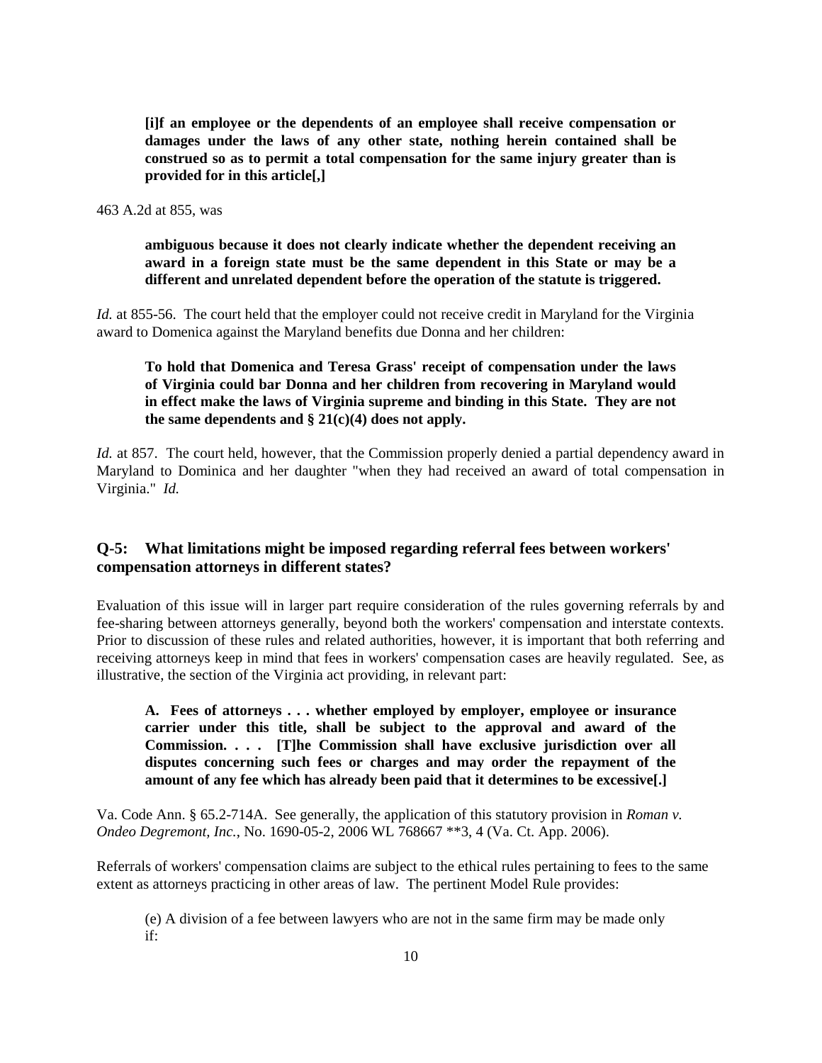> **[i]f an employee or the dependents of an employee shall receive compensation or damages under the laws of any other state, nothing herein contained shall be construed so as to permit a total compensation for the same injury greater than is provided for in this article[,]**

463 A.2d at 855, was

> **ambiguous because it does not clearly indicate whether the dependent receiving an award in a foreign state must be the same dependent in this State or may be a different and unrelated dependent before the operation of the statute is triggered.**

*Id.* at 855-56. The court held that the employer could not receive credit in Maryland for the Virginia award to Domenica against the Maryland benefits due Donna and her children:

> **To hold that Domenica and Teresa Grass' receipt of compensation under the laws of Virginia could bar Donna and her children from recovering in Maryland would in effect make the laws of Virginia supreme and binding in this State. They are not the same dependents and § 21(c)(4) does not apply.**

*Id.* at 857. The court held, however, that the Commission properly denied a partial dependency award in Maryland to Dominica and her daughter "when they had received an award of total compensation in Virginia." *Id.*

## Q-5: What limitations might be imposed regarding referral fees between workers' compensation attorneys in different states?

Evaluation of this issue will in larger part require consideration of the rules governing referrals by and fee-sharing between attorneys generally, beyond both the workers' compensation and interstate contexts. Prior to discussion of these rules and related authorities, however, it is important that both referring and receiving attorneys keep in mind that fees in workers' compensation cases are heavily regulated. See, as illustrative, the section of the Virginia act providing, in relevant part:

> **A. Fees of attorneys . . . whether employed by employer, employee or insurance carrier under this title, shall be subject to the approval and award of the Commission. . . . [T]he Commission shall have exclusive jurisdiction over all disputes concerning such fees or charges and may order the repayment of the amount of any fee which has already been paid that it determines to be excessive[.]**

Va. Code Ann. § 65.2-714A. See generally, the application of this statutory provision in *Roman v. Ondeo Degremont, Inc.*, No. 1690-05-2, 2006 WL 768667 **3, 4 (Va. Ct. App. 2006).

Referrals of workers' compensation claims are subject to the ethical rules pertaining to fees to the same extent as attorneys practicing in other areas of law. The pertinent Model Rule provides:

> (e) A division of a fee between lawyers who are not in the same firm may be made only if: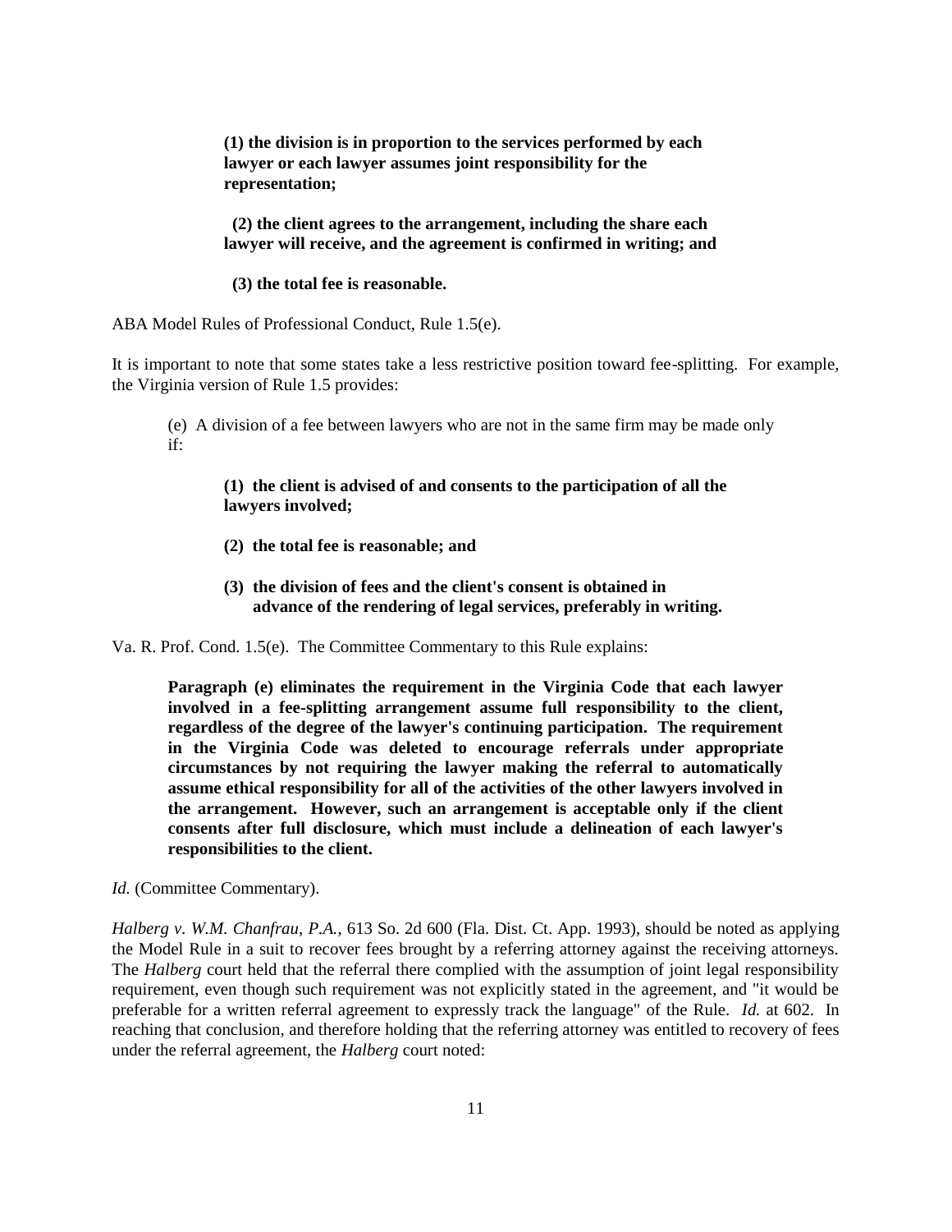> **(1) the division is in proportion to the services performed by each lawyer or each lawyer assumes joint responsibility for the representation;**
>
> **(2) the client agrees to the arrangement, including the share each lawyer will receive, and the agreement is confirmed in writing; and**
>
> **(3) the total fee is reasonable.**

ABA Model Rules of Professional Conduct, Rule 1.5(e).

It is important to note that some states take a less restrictive position toward fee-splitting. For example, the Virginia version of Rule 1.5 provides:

> (e) A division of a fee between lawyers who are not in the same firm may be made only if:
>
> **(1) the client is advised of and consents to the participation of all the lawyers involved;**
>
> **(2) the total fee is reasonable; and**
>
> **(3) the division of fees and the client's consent is obtained in advance of the rendering of legal services, preferably in writing.**

Va. R. Prof. Cond. 1.5(e). The Committee Commentary to this Rule explains:

> **Paragraph (e) eliminates the requirement in the Virginia Code that each lawyer involved in a fee-splitting arrangement assume full responsibility to the client, regardless of the degree of the lawyer's continuing participation. The requirement in the Virginia Code was deleted to encourage referrals under appropriate circumstances by not requiring the lawyer making the referral to automatically assume ethical responsibility for all of the activities of the other lawyers involved in the arrangement. However, such an arrangement is acceptable only if the client consents after full disclosure, which must include a delineation of each lawyer's responsibilities to the client.**

*Id.* (Committee Commentary).

*Halberg v. W.M. Chanfrau, P.A.*, 613 So. 2d 600 (Fla. Dist. Ct. App. 1993), should be noted as applying the Model Rule in a suit to recover fees brought by a referring attorney against the receiving attorneys. The *Halberg* court held that the referral there complied with the assumption of joint legal responsibility requirement, even though such requirement was not explicitly stated in the agreement, and "it would be preferable for a written referral agreement to expressly track the language" of the Rule. *Id.* at 602. In reaching that conclusion, and therefore holding that the referring attorney was entitled to recovery of fees under the referral agreement, the *Halberg* court noted: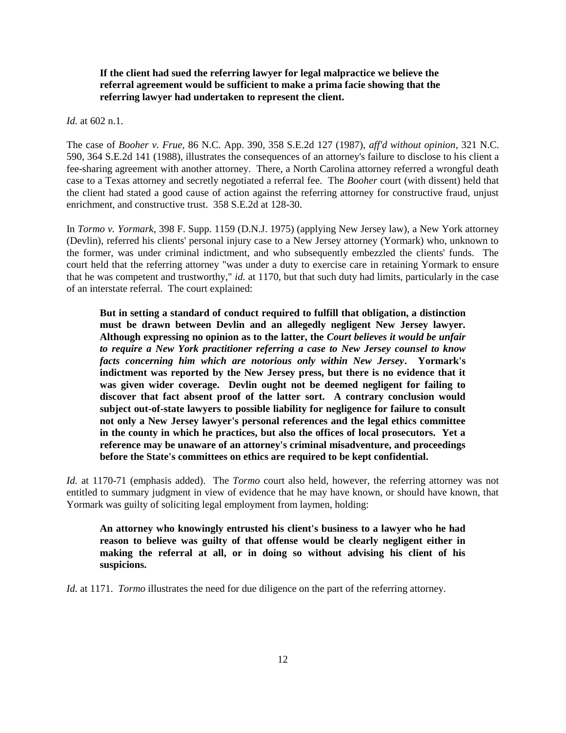> **If the client had sued the referring lawyer for legal malpractice we believe the referral agreement would be sufficient to make a prima facie showing that the referring lawyer had undertaken to represent the client.**

*Id.* at 602 n.1.

The case of *Booher v. Frue*, 86 N.C. App. 390, 358 S.E.2d 127 (1987), *aff'd without opinion*, 321 N.C. 590, 364 S.E.2d 141 (1988), illustrates the consequences of an attorney's failure to disclose to his client a fee-sharing agreement with another attorney. There, a North Carolina attorney referred a wrongful death case to a Texas attorney and secretly negotiated a referral fee. The *Booher* court (with dissent) held that the client had stated a good cause of action against the referring attorney for constructive fraud, unjust enrichment, and constructive trust. 358 S.E.2d at 128-30.

In *Tormo v. Yormark*, 398 F. Supp. 1159 (D.N.J. 1975) (applying New Jersey law), a New York attorney (Devlin), referred his clients' personal injury case to a New Jersey attorney (Yormark) who, unknown to the former, was under criminal indictment, and who subsequently embezzled the clients' funds. The court held that the referring attorney "was under a duty to exercise care in retaining Yormark to ensure that he was competent and trustworthy," *id.* at 1170, but that such duty had limits, particularly in the case of an interstate referral. The court explained:

> **But in setting a standard of conduct required to fulfill that obligation, a distinction must be drawn between Devlin and an allegedly negligent New Jersey lawyer. Although expressing no opinion as to the latter, the *Court believes it would be unfair to require a New York practitioner referring a case to New Jersey counsel to know facts concerning him which are notorious only within New Jersey*. Yormark's indictment was reported by the New Jersey press, but there is no evidence that it was given wider coverage. Devlin ought not be deemed negligent for failing to discover that fact absent proof of the latter sort. A contrary conclusion would subject out-of-state lawyers to possible liability for negligence for failure to consult not only a New Jersey lawyer's personal references and the legal ethics committee in the county in which he practices, but also the offices of local prosecutors. Yet a reference may be unaware of an attorney's criminal misadventure, and proceedings before the State's committees on ethics are required to be kept confidential.**

*Id.* at 1170-71 (emphasis added). The *Tormo* court also held, however, the referring attorney was not entitled to summary judgment in view of evidence that he may have known, or should have known, that Yormark was guilty of soliciting legal employment from laymen, holding:

> **An attorney who knowingly entrusted his client's business to a lawyer who he had reason to believe was guilty of that offense would be clearly negligent either in making the referral at all, or in doing so without advising his client of his suspicions.**

*Id.* at 1171. *Tormo* illustrates the need for due diligence on the part of the referring attorney.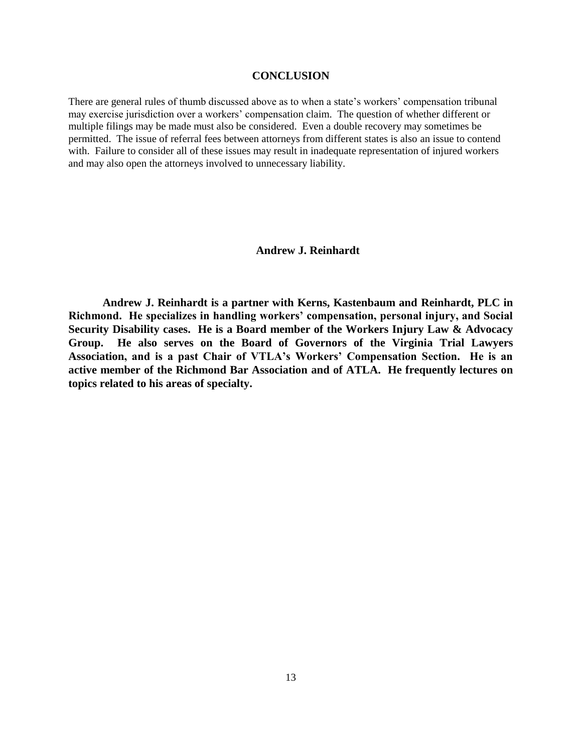## CONCLUSION

There are general rules of thumb discussed above as to when a state's workers' compensation tribunal may exercise jurisdiction over a workers' compensation claim. The question of whether different or multiple filings may be made must also be considered. Even a double recovery may sometimes be permitted. The issue of referral fees between attorneys from different states is also an issue to contend with. Failure to consider all of these issues may result in inadequate representation of injured workers and may also open the attorneys involved to unnecessary liability.

## Andrew J. Reinhardt

**Andrew J. Reinhardt is a partner with Kerns, Kastenbaum and Reinhardt, PLC in Richmond. He specializes in handling workers' compensation, personal injury, and Social Security Disability cases. He is a Board member of the Workers Injury Law & Advocacy Group. He also serves on the Board of Governors of the Virginia Trial Lawyers Association, and is a past Chair of VTLA's Workers' Compensation Section. He is an active member of the Richmond Bar Association and of ATLA. He frequently lectures on topics related to his areas of specialty.**